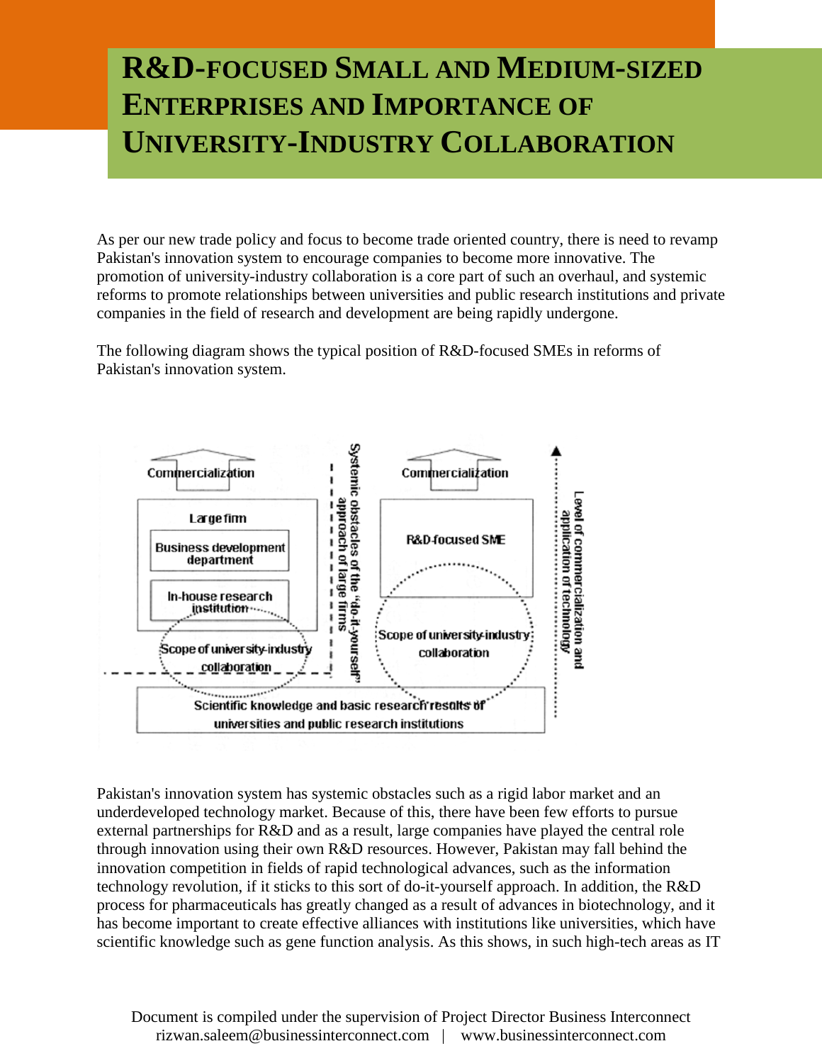# R&D-FOCUSED SMALL AND MEDIUM-SIZED ENTERPRISES AND IMPORTANCE OF UNIVERSITY-INDUSTRY COLLABORATION

As per our new trade policy and focus to become trade oriented country, there is need to revamp Pakistan's innovation system to encourage companies to become more innovative. The promotion of university-industry collaboration is a core part of such an overhaul, and systemic reforms to promote relationships between universities and public research institutions and private companies in the field of research and development are being rapidly undergone.

The following diagram shows the typical position of R&D-focused SMEs in reforms of Pakistan's innovation system.

Commercialization

Large firm

Business development department

In-house research institution

Scope of university-industry collaboration

Systemic obstacles of the "do-it-yourself" approach of large firms

Commercialization

R&D-focused SME

Scope of university-industry collaboration

Level of commercialization and application of technology

Scientific knowledge and basic research results of universities and public research institutions

Pakistan's innovation system has systemic obstacles such as a rigid labor market and an underdeveloped technology market. Because of this, there have been few efforts to pursue external partnerships for R&D and as a result, large companies have played the central role through innovation using their own R&D resources. However, Pakistan may fall behind the innovation competition in fields of rapid technological advances, such as the information technology revolution, if it sticks to this sort of do-it-yourself approach. In addition, the R&D process for pharmaceuticals has greatly changed as a result of advances in biotechnology, and it has become important to create effective alliances with institutions like universities, which have scientific knowledge such as gene function analysis. As this shows, in such high-tech areas as IT

Document is compiled under the supervision of Project Director Business Interconnect
rizwan.saleem@businessinterconnect.com | www.businessinterconnect.com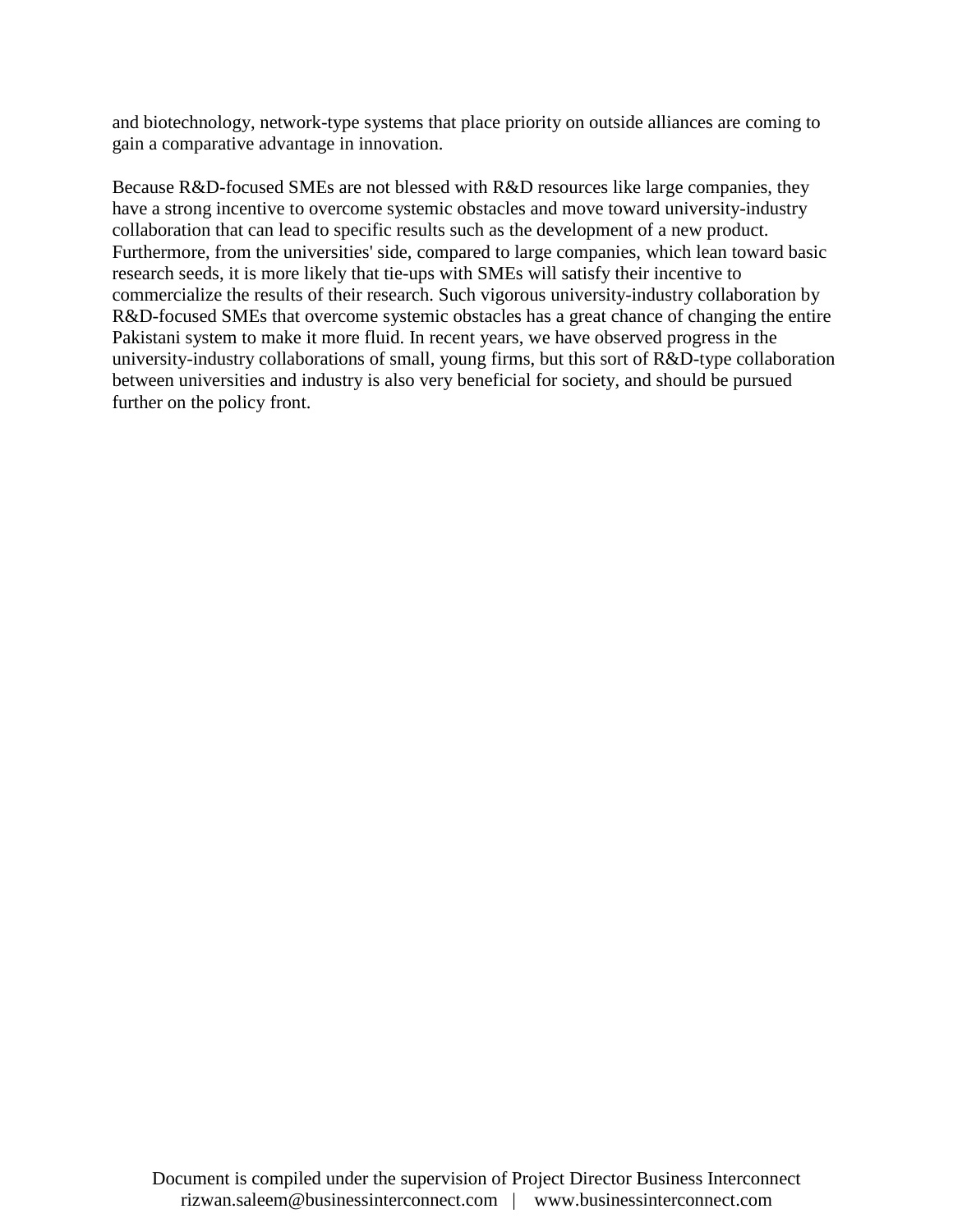and biotechnology, network-type systems that place priority on outside alliances are coming to gain a comparative advantage in innovation.

Because R&D-focused SMEs are not blessed with R&D resources like large companies, they have a strong incentive to overcome systemic obstacles and move toward university-industry collaboration that can lead to specific results such as the development of a new product. Furthermore, from the universities' side, compared to large companies, which lean toward basic research seeds, it is more likely that tie-ups with SMEs will satisfy their incentive to commercialize the results of their research. Such vigorous university-industry collaboration by R&D-focused SMEs that overcome systemic obstacles has a great chance of changing the entire Pakistani system to make it more fluid. In recent years, we have observed progress in the university-industry collaborations of small, young firms, but this sort of R&D-type collaboration between universities and industry is also very beneficial for society, and should be pursued further on the policy front.